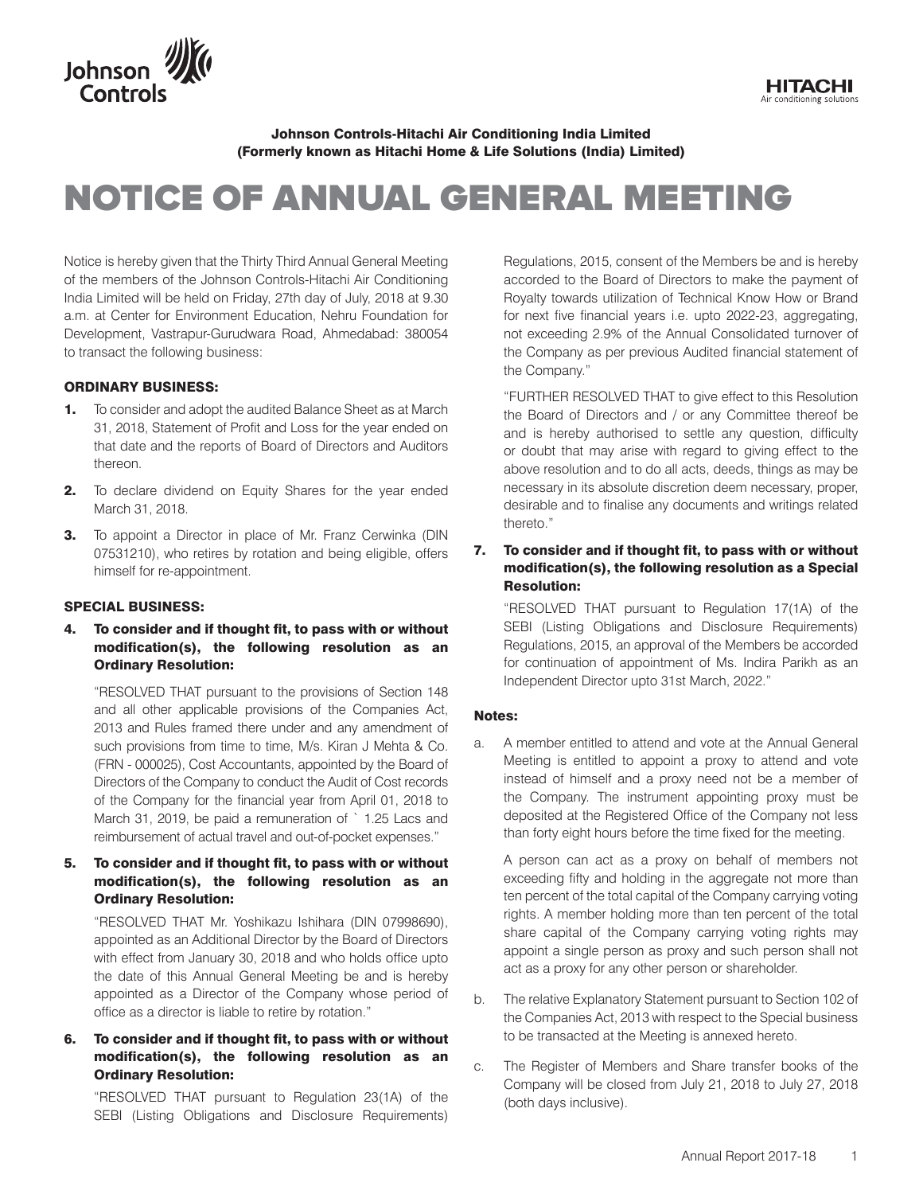Johnson Controls

HITACHI
Air conditioning solutions

**Johnson Controls-Hitachi Air Conditioning India Limited**
**(Formerly known as Hitachi Home & Life Solutions (India) Limited)**

# NOTICE OF ANNUAL GENERAL MEETING

Notice is hereby given that the Thirty Third Annual General Meeting of the members of the Johnson Controls-Hitachi Air Conditioning India Limited will be held on Friday, 27th day of July, 2018 at 9.30 a.m. at Center for Environment Education, Nehru Foundation for Development, Vastrapur-Gurudwara Road, Ahmedabad: 380054 to transact the following business:

### ORDINARY BUSINESS:

1. To consider and adopt the audited Balance Sheet as at March 31, 2018, Statement of Profit and Loss for the year ended on that date and the reports of Board of Directors and Auditors thereon.
2. To declare dividend on Equity Shares for the year ended March 31, 2018.
3. To appoint a Director in place of Mr. Franz Cerwinka (DIN 07531210), who retires by rotation and being eligible, offers himself for re-appointment.

### SPECIAL BUSINESS:

4. **To consider and if thought fit, to pass with or without modification(s), the following resolution as an Ordinary Resolution:**

   "RESOLVED THAT pursuant to the provisions of Section 148 and all other applicable provisions of the Companies Act, 2013 and Rules framed there under and any amendment of such provisions from time to time, M/s. Kiran J Mehta & Co. (FRN - 000025), Cost Accountants, appointed by the Board of Directors of the Company to conduct the Audit of Cost records of the Company for the financial year from April 01, 2018 to March 31, 2019, be paid a remuneration of ` 1.25 Lacs and reimbursement of actual travel and out-of-pocket expenses."

5. **To consider and if thought fit, to pass with or without modification(s), the following resolution as an Ordinary Resolution:**

   "RESOLVED THAT Mr. Yoshikazu Ishihara (DIN 07998690), appointed as an Additional Director by the Board of Directors with effect from January 30, 2018 and who holds office upto the date of this Annual General Meeting be and is hereby appointed as a Director of the Company whose period of office as a director is liable to retire by rotation."

6. **To consider and if thought fit, to pass with or without modification(s), the following resolution as an Ordinary Resolution:**

   "RESOLVED THAT pursuant to Regulation 23(1A) of the SEBI (Listing Obligations and Disclosure Requirements) Regulations, 2015, consent of the Members be and is hereby accorded to the Board of Directors to make the payment of Royalty towards utilization of Technical Know How or Brand for next five financial years i.e. upto 2022-23, aggregating, not exceeding 2.9% of the Annual Consolidated turnover of the Company as per previous Audited financial statement of the Company."

   "FURTHER RESOLVED THAT to give effect to this Resolution the Board of Directors and / or any Committee thereof be and is hereby authorised to settle any question, difficulty or doubt that may arise with regard to giving effect to the above resolution and to do all acts, deeds, things as may be necessary in its absolute discretion deem necessary, proper, desirable and to finalise any documents and writings related thereto."

7. **To consider and if thought fit, to pass with or without modification(s), the following resolution as a Special Resolution:**

   "RESOLVED THAT pursuant to Regulation 17(1A) of the SEBI (Listing Obligations and Disclosure Requirements) Regulations, 2015, an approval of the Members be accorded for continuation of appointment of Ms. Indira Parikh as an Independent Director upto 31st March, 2022."

### Notes:

a. A member entitled to attend and vote at the Annual General Meeting is entitled to appoint a proxy to attend and vote instead of himself and a proxy need not be a member of the Company. The instrument appointing proxy must be deposited at the Registered Office of the Company not less than forty eight hours before the time fixed for the meeting.

   A person can act as a proxy on behalf of members not exceeding fifty and holding in the aggregate not more than ten percent of the total capital of the Company carrying voting rights. A member holding more than ten percent of the total share capital of the Company carrying voting rights may appoint a single person as proxy and such person shall not act as a proxy for any other person or shareholder.

b. The relative Explanatory Statement pursuant to Section 102 of the Companies Act, 2013 with respect to the Special business to be transacted at the Meeting is annexed hereto.

c. The Register of Members and Share transfer books of the Company will be closed from July 21, 2018 to July 27, 2018 (both days inclusive).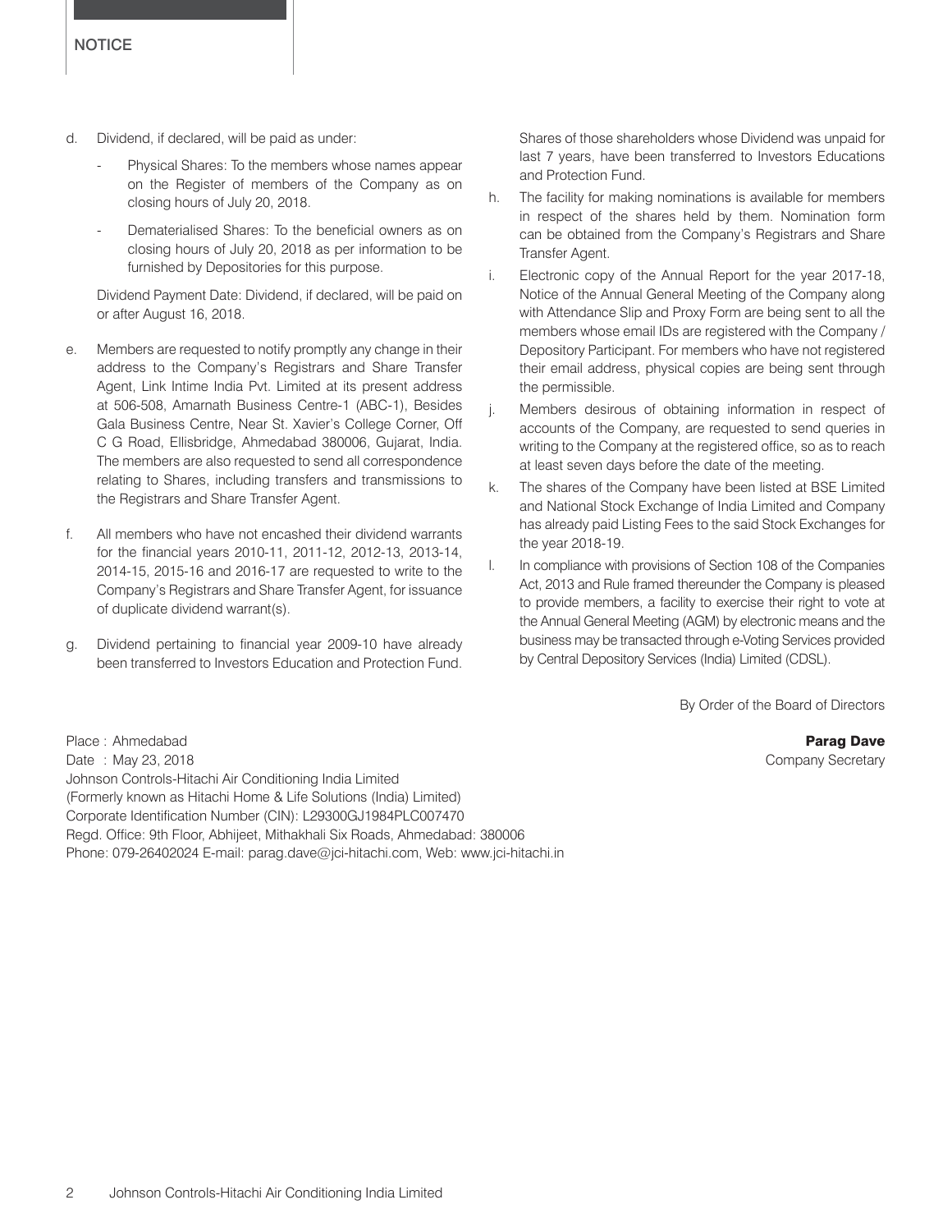d. Dividend, if declared, will be paid as under:

   - Physical Shares: To the members whose names appear on the Register of members of the Company as on closing hours of July 20, 2018.
   - Dematerialised Shares: To the beneficial owners as on closing hours of July 20, 2018 as per information to be furnished by Depositories for this purpose.

   Dividend Payment Date: Dividend, if declared, will be paid on or after August 16, 2018.

e. Members are requested to notify promptly any change in their address to the Company's Registrars and Share Transfer Agent, Link Intime India Pvt. Limited at its present address at 506-508, Amarnath Business Centre-1 (ABC-1), Besides Gala Business Centre, Near St. Xavier's College Corner, Off C G Road, Ellisbridge, Ahmedabad 380006, Gujarat, India. The members are also requested to send all correspondence relating to Shares, including transfers and transmissions to the Registrars and Share Transfer Agent.

f. All members who have not encashed their dividend warrants for the financial years 2010-11, 2011-12, 2012-13, 2013-14, 2014-15, 2015-16 and 2016-17 are requested to write to the Company's Registrars and Share Transfer Agent, for issuance of duplicate dividend warrant(s).

g. Dividend pertaining to financial year 2009-10 have already been transferred to Investors Education and Protection Fund. Shares of those shareholders whose Dividend was unpaid for last 7 years, have been transferred to Investors Educations and Protection Fund.

h. The facility for making nominations is available for members in respect of the shares held by them. Nomination form can be obtained from the Company's Registrars and Share Transfer Agent.

i. Electronic copy of the Annual Report for the year 2017-18, Notice of the Annual General Meeting of the Company along with Attendance Slip and Proxy Form are being sent to all the members whose email IDs are registered with the Company / Depository Participant. For members who have not registered their email address, physical copies are being sent through the permissible.

j. Members desirous of obtaining information in respect of accounts of the Company, are requested to send queries in writing to the Company at the registered office, so as to reach at least seven days before the date of the meeting.

k. The shares of the Company have been listed at BSE Limited and National Stock Exchange of India Limited and Company has already paid Listing Fees to the said Stock Exchanges for the year 2018-19.

l. In compliance with provisions of Section 108 of the Companies Act, 2013 and Rule framed thereunder the Company is pleased to provide members, a facility to exercise their right to vote at the Annual General Meeting (AGM) by electronic means and the business may be transacted through e-Voting Services provided by Central Depository Services (India) Limited (CDSL).

By Order of the Board of Directors

**Parag Dave**
Company Secretary

Place : Ahmedabad
Date : May 23, 2018
Johnson Controls-Hitachi Air Conditioning India Limited
(Formerly known as Hitachi Home & Life Solutions (India) Limited)
Corporate Identification Number (CIN): L29300GJ1984PLC007470
Regd. Office: 9th Floor, Abhijeet, Mithakhali Six Roads, Ahmedabad: 380006
Phone: 079-26402024 E-mail: parag.dave@jci-hitachi.com, Web: www.jci-hitachi.in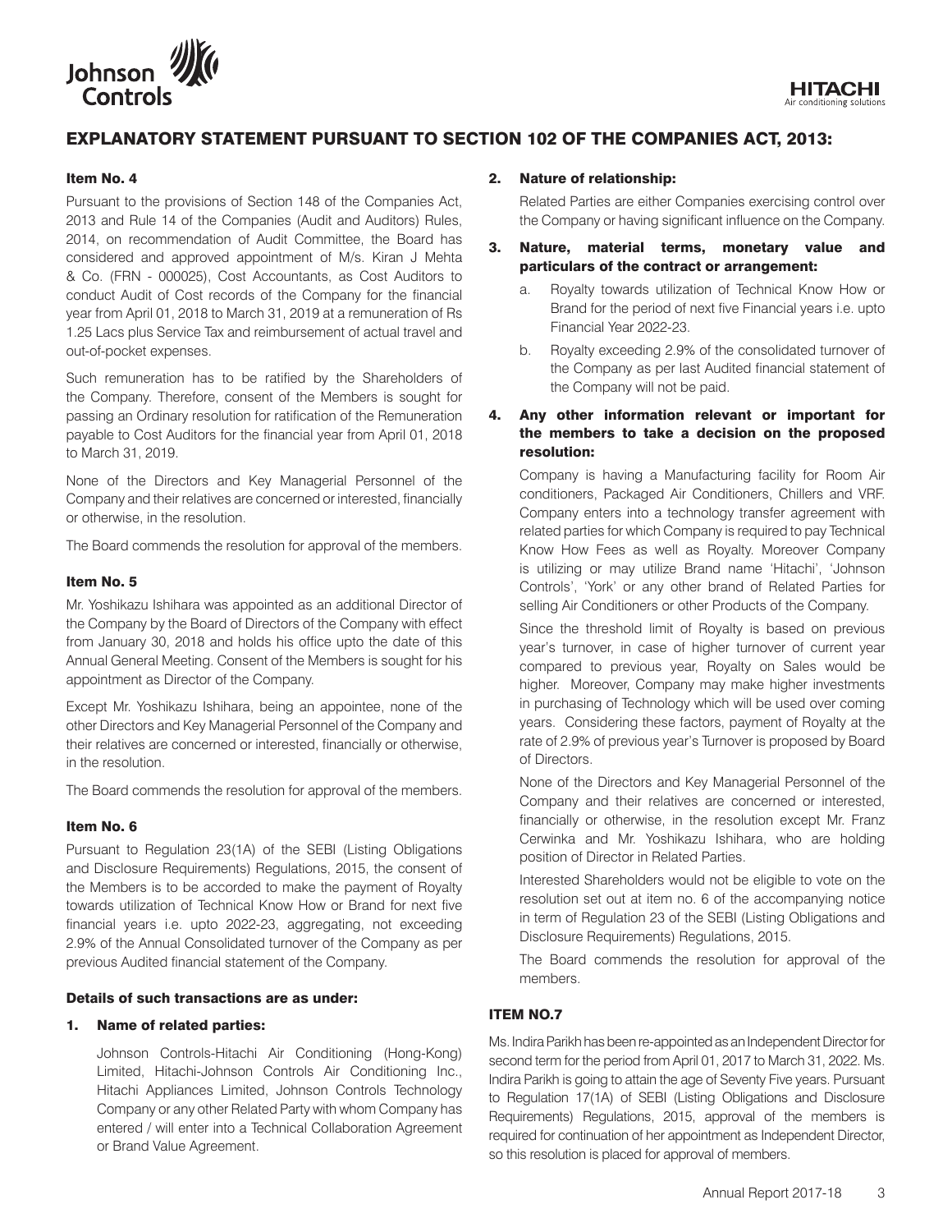# EXPLANATORY STATEMENT PURSUANT TO SECTION 102 OF THE COMPANIES ACT, 2013:

### Item No. 4

Pursuant to the provisions of Section 148 of the Companies Act, 2013 and Rule 14 of the Companies (Audit and Auditors) Rules, 2014, on recommendation of Audit Committee, the Board has considered and approved appointment of M/s. Kiran J Mehta & Co. (FRN - 000025), Cost Accountants, as Cost Auditors to conduct Audit of Cost records of the Company for the financial year from April 01, 2018 to March 31, 2019 at a remuneration of Rs 1.25 Lacs plus Service Tax and reimbursement of actual travel and out-of-pocket expenses.

Such remuneration has to be ratified by the Shareholders of the Company. Therefore, consent of the Members is sought for passing an Ordinary resolution for ratification of the Remuneration payable to Cost Auditors for the financial year from April 01, 2018 to March 31, 2019.

None of the Directors and Key Managerial Personnel of the Company and their relatives are concerned or interested, financially or otherwise, in the resolution.

The Board commends the resolution for approval of the members.

### Item No. 5

Mr. Yoshikazu Ishihara was appointed as an additional Director of the Company by the Board of Directors of the Company with effect from January 30, 2018 and holds his office upto the date of this Annual General Meeting. Consent of the Members is sought for his appointment as Director of the Company.

Except Mr. Yoshikazu Ishihara, being an appointee, none of the other Directors and Key Managerial Personnel of the Company and their relatives are concerned or interested, financially or otherwise, in the resolution.

The Board commends the resolution for approval of the members.

### Item No. 6

Pursuant to Regulation 23(1A) of the SEBI (Listing Obligations and Disclosure Requirements) Regulations, 2015, the consent of the Members is to be accorded to make the payment of Royalty towards utilization of Technical Know How or Brand for next five financial years i.e. upto 2022-23, aggregating, not exceeding 2.9% of the Annual Consolidated turnover of the Company as per previous Audited financial statement of the Company.

**Details of such transactions are as under:**

1. **Name of related parties:**

   Johnson Controls-Hitachi Air Conditioning (Hong-Kong) Limited, Hitachi-Johnson Controls Air Conditioning Inc., Hitachi Appliances Limited, Johnson Controls Technology Company or any other Related Party with whom Company has entered / will enter into a Technical Collaboration Agreement or Brand Value Agreement.

2. **Nature of relationship:**

   Related Parties are either Companies exercising control over the Company or having significant influence on the Company.

3. **Nature, material terms, monetary value and particulars of the contract or arrangement:**

   a. Royalty towards utilization of Technical Know How or Brand for the period of next five Financial years i.e. upto Financial Year 2022-23.

   b. Royalty exceeding 2.9% of the consolidated turnover of the Company as per last Audited financial statement of the Company will not be paid.

4. **Any other information relevant or important for the members to take a decision on the proposed resolution:**

   Company is having a Manufacturing facility for Room Air conditioners, Packaged Air Conditioners, Chillers and VRF. Company enters into a technology transfer agreement with related parties for which Company is required to pay Technical Know How Fees as well as Royalty. Moreover Company is utilizing or may utilize Brand name 'Hitachi', 'Johnson Controls', 'York' or any other brand of Related Parties for selling Air Conditioners or other Products of the Company.

   Since the threshold limit of Royalty is based on previous year's turnover, in case of higher turnover of current year compared to previous year, Royalty on Sales would be higher. Moreover, Company may make higher investments in purchasing of Technology which will be used over coming years. Considering these factors, payment of Royalty at the rate of 2.9% of previous year's Turnover is proposed by Board of Directors.

   None of the Directors and Key Managerial Personnel of the Company and their relatives are concerned or interested, financially or otherwise, in the resolution except Mr. Franz Cerwinka and Mr. Yoshikazu Ishihara, who are holding position of Director in Related Parties.

   Interested Shareholders would not be eligible to vote on the resolution set out at item no. 6 of the accompanying notice in term of Regulation 23 of the SEBI (Listing Obligations and Disclosure Requirements) Regulations, 2015.

   The Board commends the resolution for approval of the members.

### ITEM NO.7

Ms. Indira Parikh has been re-appointed as an Independent Director for second term for the period from April 01, 2017 to March 31, 2022. Ms. Indira Parikh is going to attain the age of Seventy Five years. Pursuant to Regulation 17(1A) of SEBI (Listing Obligations and Disclosure Requirements) Regulations, 2015, approval of the members is required for continuation of her appointment as Independent Director, so this resolution is placed for approval of members.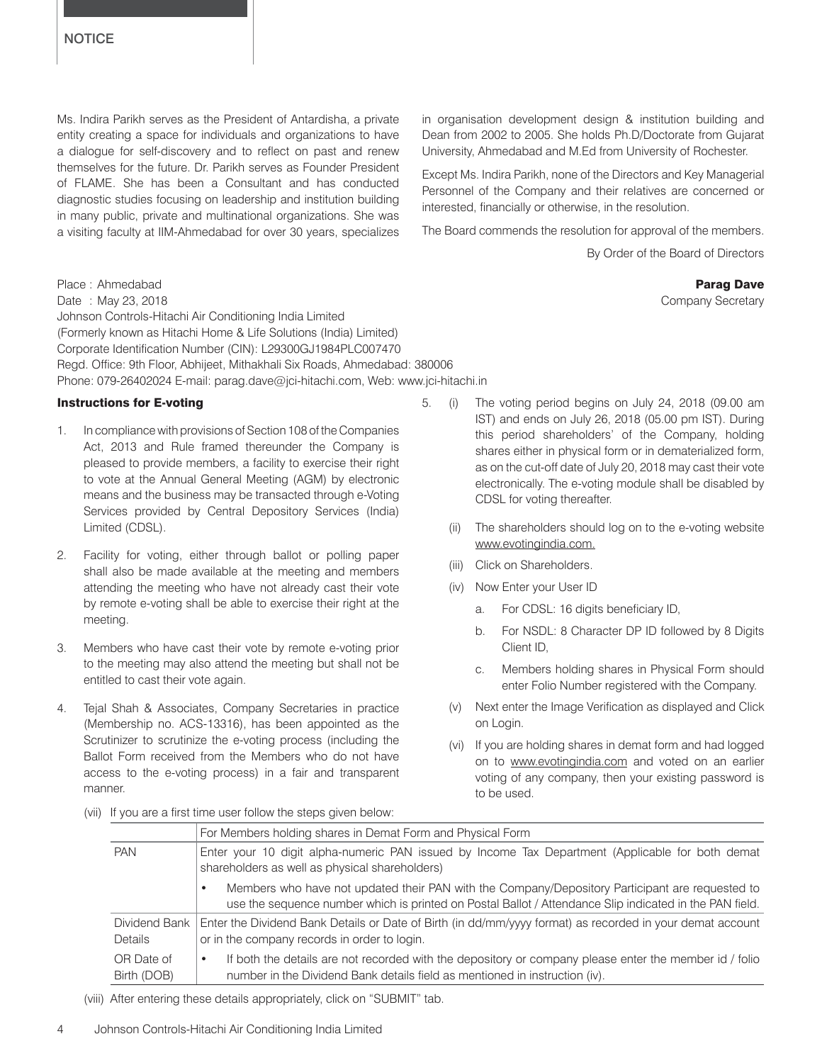Ms. Indira Parikh serves as the President of Antardisha, a private entity creating a space for individuals and organizations to have a dialogue for self-discovery and to reflect on past and renew themselves for the future. Dr. Parikh serves as Founder President of FLAME. She has been a Consultant and has conducted diagnostic studies focusing on leadership and institution building in many public, private and multinational organizations. She was a visiting faculty at IIM-Ahmedabad for over 30 years, specializes in organisation development design & institution building and Dean from 2002 to 2005. She holds Ph.D/Doctorate from Gujarat University, Ahmedabad and M.Ed from University of Rochester.

Except Ms. Indira Parikh, none of the Directors and Key Managerial Personnel of the Company and their relatives are concerned or interested, financially or otherwise, in the resolution.

The Board commends the resolution for approval of the members.

By Order of the Board of Directors

**Parag Dave**
Company Secretary

Place : Ahmedabad
Date : May 23, 2018
Johnson Controls-Hitachi Air Conditioning India Limited
(Formerly known as Hitachi Home & Life Solutions (India) Limited)
Corporate Identification Number (CIN): L29300GJ1984PLC007470
Regd. Office: 9th Floor, Abhijeet, Mithakhali Six Roads, Ahmedabad: 380006
Phone: 079-26402024 E-mail: parag.dave@jci-hitachi.com, Web: www.jci-hitachi.in

### Instructions for E-voting

1. In compliance with provisions of Section 108 of the Companies Act, 2013 and Rule framed thereunder the Company is pleased to provide members, a facility to exercise their right to vote at the Annual General Meeting (AGM) by electronic means and the business may be transacted through e-Voting Services provided by Central Depository Services (India) Limited (CDSL).
2. Facility for voting, either through ballot or polling paper shall also be made available at the meeting and members attending the meeting who have not already cast their vote by remote e-voting shall be able to exercise their right at the meeting.
3. Members who have cast their vote by remote e-voting prior to the meeting may also attend the meeting but shall not be entitled to cast their vote again.
4. Tejal Shah & Associates, Company Secretaries in practice (Membership no. ACS-13316), has been appointed as the Scrutinizer to scrutinize the e-voting process (including the Ballot Form received from the Members who do not have access to the e-voting process) in a fair and transparent manner.
5. (i) The voting period begins on July 24, 2018 (09.00 am IST) and ends on July 26, 2018 (05.00 pm IST). During this period shareholders' of the Company, holding shares either in physical form or in dematerialized form, as on the cut-off date of July 20, 2018 may cast their vote electronically. The e-voting module shall be disabled by CDSL for voting thereafter.

   (ii) The shareholders should log on to the e-voting website www.evotingindia.com.

   (iii) Click on Shareholders.

   (iv) Now Enter your User ID

   a. For CDSL: 16 digits beneficiary ID,

   b. For NSDL: 8 Character DP ID followed by 8 Digits Client ID,

   c. Members holding shares in Physical Form should enter Folio Number registered with the Company.

   (v) Next enter the Image Verification as displayed and Click on Login.

   (vi) If you are holding shares in demat form and had logged on to www.evotingindia.com and voted on an earlier voting of any company, then your existing password is to be used.

   (vii) If you are a first time user follow the steps given below:

| | For Members holding shares in Demat Form and Physical Form |
|---|---|
| PAN | Enter your 10 digit alpha-numeric PAN issued by Income Tax Department (Applicable for both demat shareholders as well as physical shareholders)<br>• Members who have not updated their PAN with the Company/Depository Participant are requested to use the sequence number which is printed on Postal Ballot / Attendance Slip indicated in the PAN field. |
| Dividend Bank Details OR Date of Birth (DOB) | Enter the Dividend Bank Details or Date of Birth (in dd/mm/yyyy format) as recorded in your demat account or in the company records in order to login.<br>• If both the details are not recorded with the depository or company please enter the member id / folio number in the Dividend Bank details field as mentioned in instruction (iv). |

   (viii) After entering these details appropriately, click on "SUBMIT" tab.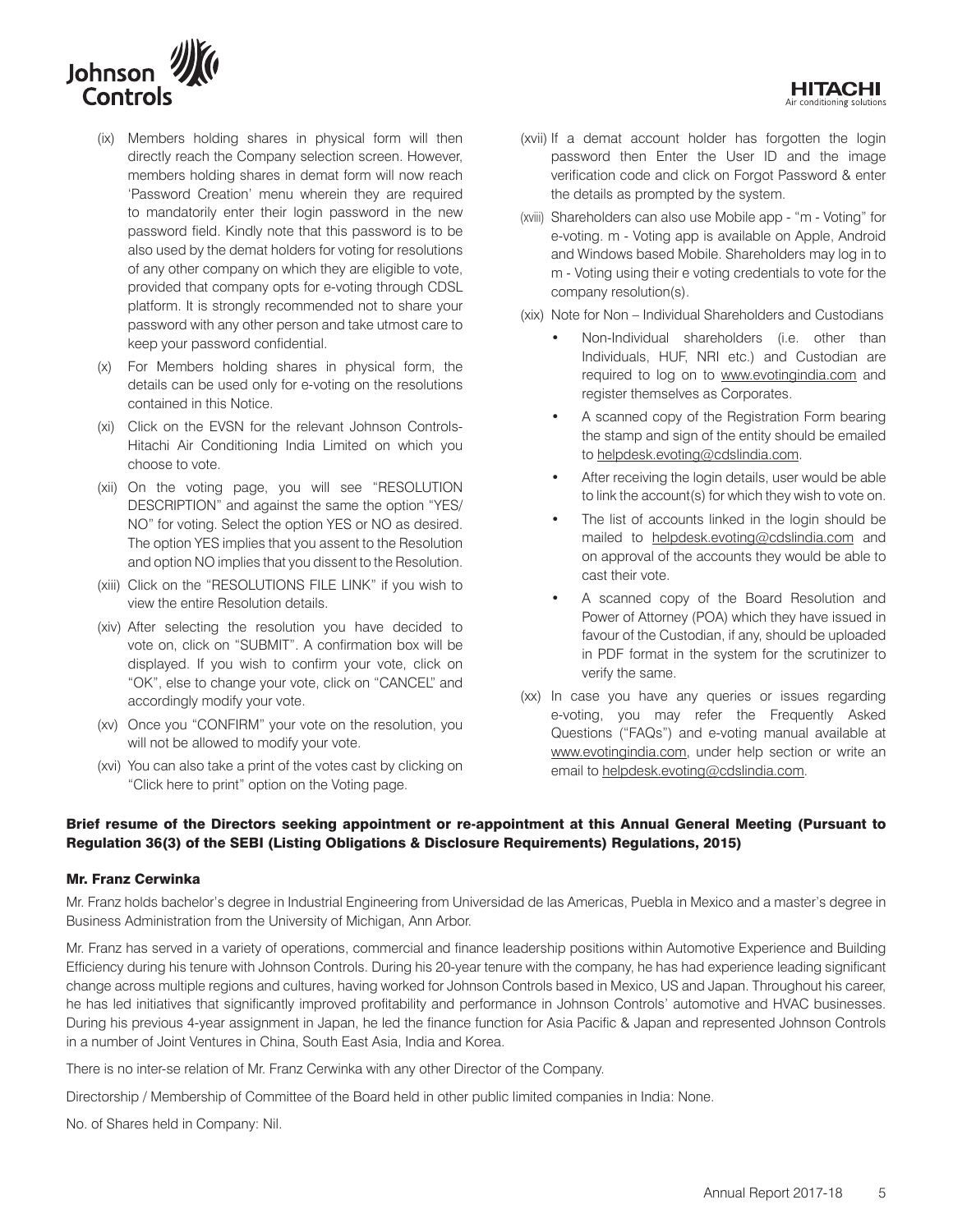(ix) Members holding shares in physical form will then directly reach the Company selection screen. However, members holding shares in demat form will now reach 'Password Creation' menu wherein they are required to mandatorily enter their login password in the new password field. Kindly note that this password is to be also used by the demat holders for voting for resolutions of any other company on which they are eligible to vote, provided that company opts for e-voting through CDSL platform. It is strongly recommended not to share your password with any other person and take utmost care to keep your password confidential.

(x) For Members holding shares in physical form, the details can be used only for e-voting on the resolutions contained in this Notice.

(xi) Click on the EVSN for the relevant Johnson Controls-Hitachi Air Conditioning India Limited on which you choose to vote.

(xii) On the voting page, you will see "RESOLUTION DESCRIPTION" and against the same the option "YES/NO" for voting. Select the option YES or NO as desired. The option YES implies that you assent to the Resolution and option NO implies that you dissent to the Resolution.

(xiii) Click on the "RESOLUTIONS FILE LINK" if you wish to view the entire Resolution details.

(xiv) After selecting the resolution you have decided to vote on, click on "SUBMIT". A confirmation box will be displayed. If you wish to confirm your vote, click on "OK", else to change your vote, click on "CANCEL" and accordingly modify your vote.

(xv) Once you "CONFIRM" your vote on the resolution, you will not be allowed to modify your vote.

(xvi) You can also take a print of the votes cast by clicking on "Click here to print" option on the Voting page.

(xvii) If a demat account holder has forgotten the login password then Enter the User ID and the image verification code and click on Forgot Password & enter the details as prompted by the system.

(xviii) Shareholders can also use Mobile app - "m - Voting" for e-voting. m - Voting app is available on Apple, Android and Windows based Mobile. Shareholders may log in to m - Voting using their e voting credentials to vote for the company resolution(s).

(xix) Note for Non – Individual Shareholders and Custodians

- Non-Individual shareholders (i.e. other than Individuals, HUF, NRI etc.) and Custodian are required to log on to www.evotingindia.com and register themselves as Corporates.
- A scanned copy of the Registration Form bearing the stamp and sign of the entity should be emailed to helpdesk.evoting@cdslindia.com.
- After receiving the login details, user would be able to link the account(s) for which they wish to vote on.
- The list of accounts linked in the login should be mailed to helpdesk.evoting@cdslindia.com and on approval of the accounts they would be able to cast their vote.
- A scanned copy of the Board Resolution and Power of Attorney (POA) which they have issued in favour of the Custodian, if any, should be uploaded in PDF format in the system for the scrutinizer to verify the same.

(xx) In case you have any queries or issues regarding e-voting, you may refer the Frequently Asked Questions ("FAQs") and e-voting manual available at www.evotingindia.com, under help section or write an email to helpdesk.evoting@cdslindia.com.

## Brief resume of the Directors seeking appointment or re-appointment at this Annual General Meeting (Pursuant to Regulation 36(3) of the SEBI (Listing Obligations & Disclosure Requirements) Regulations, 2015)

### Mr. Franz Cerwinka

Mr. Franz holds bachelor's degree in Industrial Engineering from Universidad de las Americas, Puebla in Mexico and a master's degree in Business Administration from the University of Michigan, Ann Arbor.

Mr. Franz has served in a variety of operations, commercial and finance leadership positions within Automotive Experience and Building Efficiency during his tenure with Johnson Controls. During his 20-year tenure with the company, he has had experience leading significant change across multiple regions and cultures, having worked for Johnson Controls based in Mexico, US and Japan. Throughout his career, he has led initiatives that significantly improved profitability and performance in Johnson Controls' automotive and HVAC businesses. During his previous 4-year assignment in Japan, he led the finance function for Asia Pacific & Japan and represented Johnson Controls in a number of Joint Ventures in China, South East Asia, India and Korea.

There is no inter-se relation of Mr. Franz Cerwinka with any other Director of the Company.

Directorship / Membership of Committee of the Board held in other public limited companies in India: None.

No. of Shares held in Company: Nil.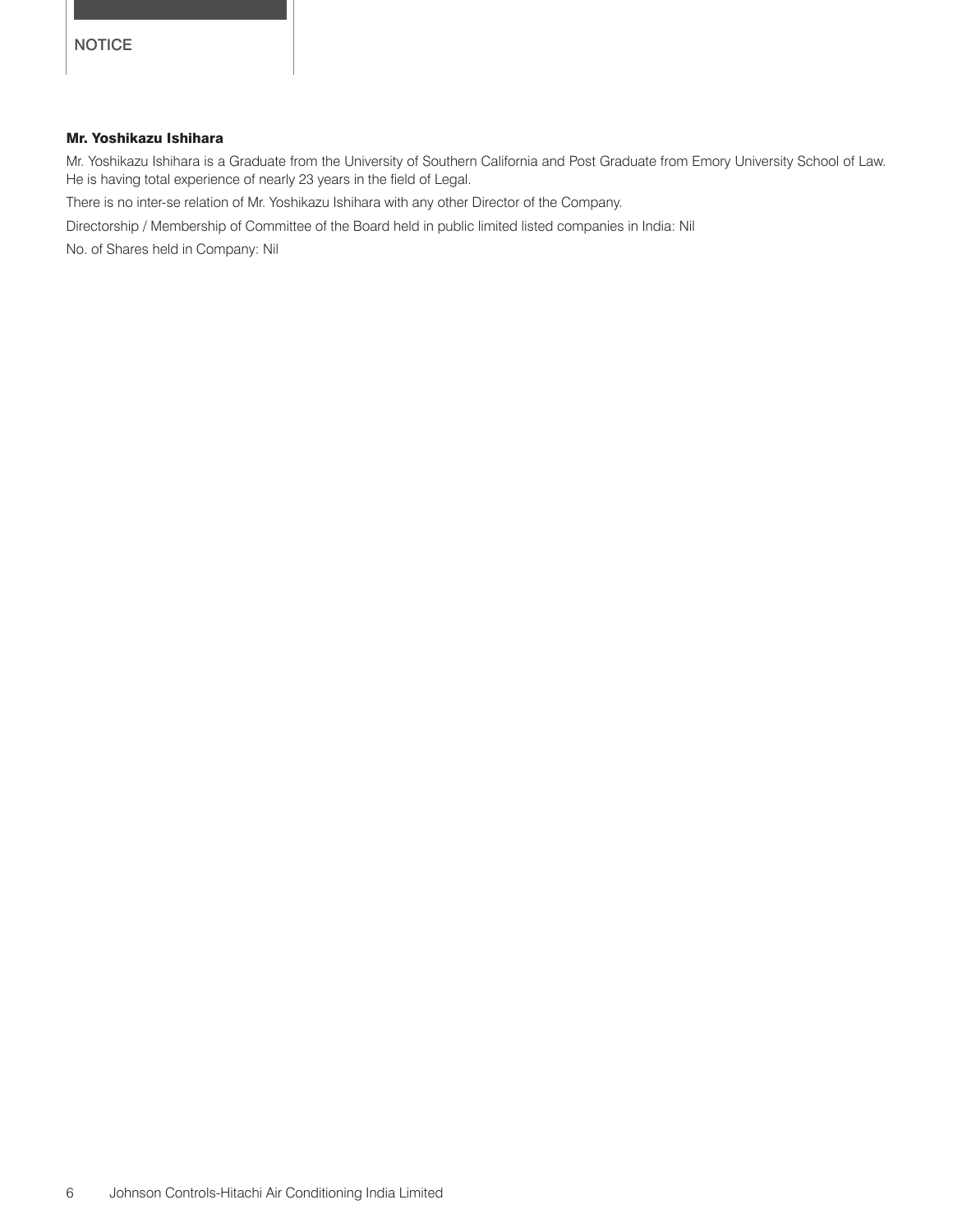**Mr. Yoshikazu Ishihara**

Mr. Yoshikazu Ishihara is a Graduate from the University of Southern California and Post Graduate from Emory University School of Law. He is having total experience of nearly 23 years in the field of Legal.

There is no inter-se relation of Mr. Yoshikazu Ishihara with any other Director of the Company.

Directorship / Membership of Committee of the Board held in public limited listed companies in India: Nil

No. of Shares held in Company: Nil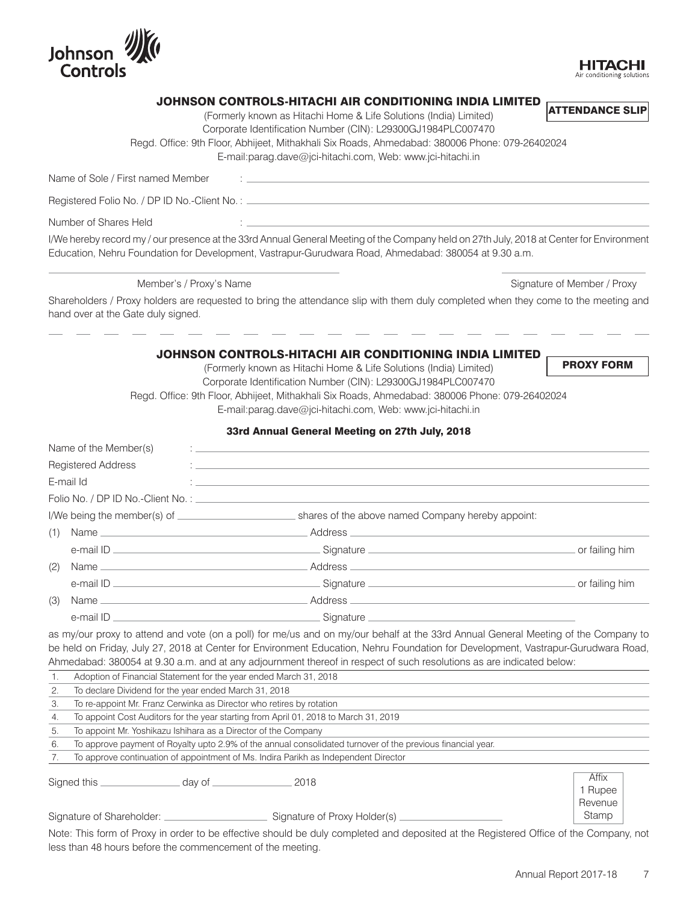Johnson Controls

HITACHI
Air conditioning solutions

## JOHNSON CONTROLS-HITACHI AIR CONDITIONING INDIA LIMITED

**ATTENDANCE SLIP**

(Formerly known as Hitachi Home & Life Solutions (India) Limited)
Corporate Identification Number (CIN): L29300GJ1984PLC007470
Regd. Office: 9th Floor, Abhijeet, Mithakhali Six Roads, Ahmedabad: 380006 Phone: 079-26402024
E-mail:parag.dave@jci-hitachi.com, Web: www.jci-hitachi.in

Name of Sole / First named Member : ______________________________

Registered Folio No. / DP ID No.-Client No. : ______________________________

Number of Shares Held : ______________________________

I/We hereby record my / our presence at the 33rd Annual General Meeting of the Company held on 27th July, 2018 at Center for Environment Education, Nehru Foundation for Development, Vastrapur-Gurudwara Road, Ahmedabad: 380054 at 9.30 a.m.

______________________________ ______________________________

Member's / Proxy's Name Signature of Member / Proxy

Shareholders / Proxy holders are requested to bring the attendance slip with them duly completed when they come to the meeting and hand over at the Gate duly signed.

---

## JOHNSON CONTROLS-HITACHI AIR CONDITIONING INDIA LIMITED

**PROXY FORM**

(Formerly known as Hitachi Home & Life Solutions (India) Limited)
Corporate Identification Number (CIN): L29300GJ1984PLC007470
Regd. Office: 9th Floor, Abhijeet, Mithakhali Six Roads, Ahmedabad: 380006 Phone: 079-26402024
E-mail:parag.dave@jci-hitachi.com, Web: www.jci-hitachi.in

### 33rd Annual General Meeting on 27th July, 2018

Name of the Member(s) : ______________________________

Registered Address : ______________________________

E-mail Id : ______________________________

Folio No. / DP ID No.-Client No. : ______________________________

I/We being the member(s) of ____________ shares of the above named Company hereby appoint:

(1) Name ____________ Address ____________
e-mail ID ____________ Signature ____________ or failing him

(2) Name ____________ Address ____________
e-mail ID ____________ Signature ____________ or failing him

(3) Name ____________ Address ____________
e-mail ID ____________ Signature ____________

as my/our proxy to attend and vote (on a poll) for me/us and on my/our behalf at the 33rd Annual General Meeting of the Company to be held on Friday, July 27, 2018 at Center for Environment Education, Nehru Foundation for Development, Vastrapur-Gurudwara Road, Ahmedabad: 380054 at 9.30 a.m. and at any adjournment thereof in respect of such resolutions as are indicated below:

| | |
|---|---|
| 1. | Adoption of Financial Statement for the year ended March 31, 2018 |
| 2. | To declare Dividend for the year ended March 31, 2018 |
| 3. | To re-appoint Mr. Franz Cerwinka as Director who retires by rotation |
| 4. | To appoint Cost Auditors for the year starting from April 01, 2018 to March 31, 2019 |
| 5. | To appoint Mr. Yoshikazu Ishihara as a Director of the Company |
| 6. | To approve payment of Royalty upto 2.9% of the annual consolidated turnover of the previous financial year. |
| 7. | To approve continuation of appointment of Ms. Indira Parikh as Independent Director |

Signed this ____________ day of ____________ 2018

Affix 1 Rupee Revenue Stamp

Signature of Shareholder: ____________ Signature of Proxy Holder(s) ____________

Note: This form of Proxy in order to be effective should be duly completed and deposited at the Registered Office of the Company, not less than 48 hours before the commencement of the meeting.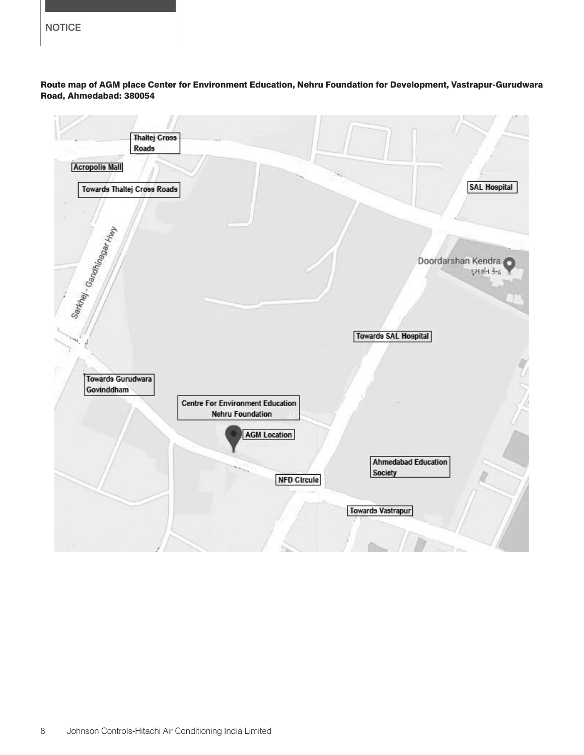NOTICE

**Route map of AGM place Center for Environment Education, Nehru Foundation for Development, Vastrapur-Gurudwara Road, Ahmedabad: 380054**

Thaltej Cross Roads

Acropolis Mall

Towards Thaltej Cross Roads

SAL Hospital

Sarkhej - Gandhinagar Hwy

Doordarshan Kendra

દૂરદર્શન કેન્દ્ર

Towards SAL Hospital

Towards Gurudwara Govinddham

Centre For Environment Education Nehru Foundation

AGM Location

Ahmedabad Education Society

NFD CIrcule

Towards Vastrapur